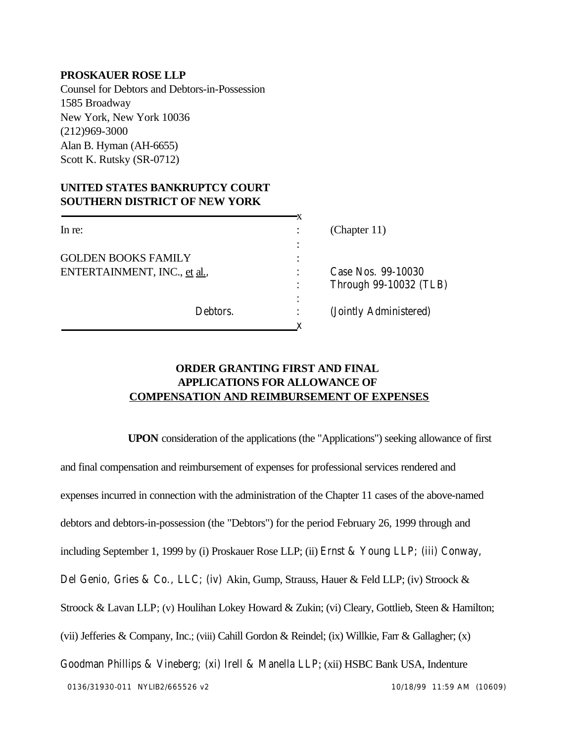**PROSKAUER ROSE LLP**
Counsel for Debtors and Debtors-in-Possession
1585 Broadway
New York, New York 10036
(212)969-3000
Alan B. Hyman (AH-6655)
Scott K. Rutsky (SR-0712)

**UNITED STATES BANKRUPTCY COURT**
**SOUTHERN DISTRICT OF NEW YORK**

| | | |
|---|---|---|
| In re: | : | (Chapter 11) |
| | : | |
| GOLDEN BOOKS FAMILY | : | |
| ENTERTAINMENT, INC., et al., | : | Case Nos. 99-10030 |
| | : | Through 99-10032 (TLB) |
| | : | |
| Debtors. | : | (Jointly Administered) |

**ORDER GRANTING FIRST AND FINAL APPLICATIONS FOR ALLOWANCE OF COMPENSATION AND REIMBURSEMENT OF EXPENSES**

**UPON** consideration of the applications (the "Applications") seeking allowance of first and final compensation and reimbursement of expenses for professional services rendered and expenses incurred in connection with the administration of the Chapter 11 cases of the above-named debtors and debtors-in-possession (the "Debtors") for the period February 26, 1999 through and including September 1, 1999 by (i) Proskauer Rose LLP; (ii) Ernst & Young LLP; (iii) Conway, Del Genio, Gries & Co., LLC; (iv) Akin, Gump, Strauss, Hauer & Feld LLP; (iv) Stroock & Stroock & Lavan LLP; (v) Houlihan Lokey Howard & Zukin; (vi) Cleary, Gottlieb, Steen & Hamilton; (vii) Jefferies & Company, Inc.; (viii) Cahill Gordon & Reindel; (ix) Willkie, Farr & Gallagher; (x) Goodman Phillips & Vineberg; (xi) Irell & Manella LLP; (xii) HSBC Bank USA, Indenture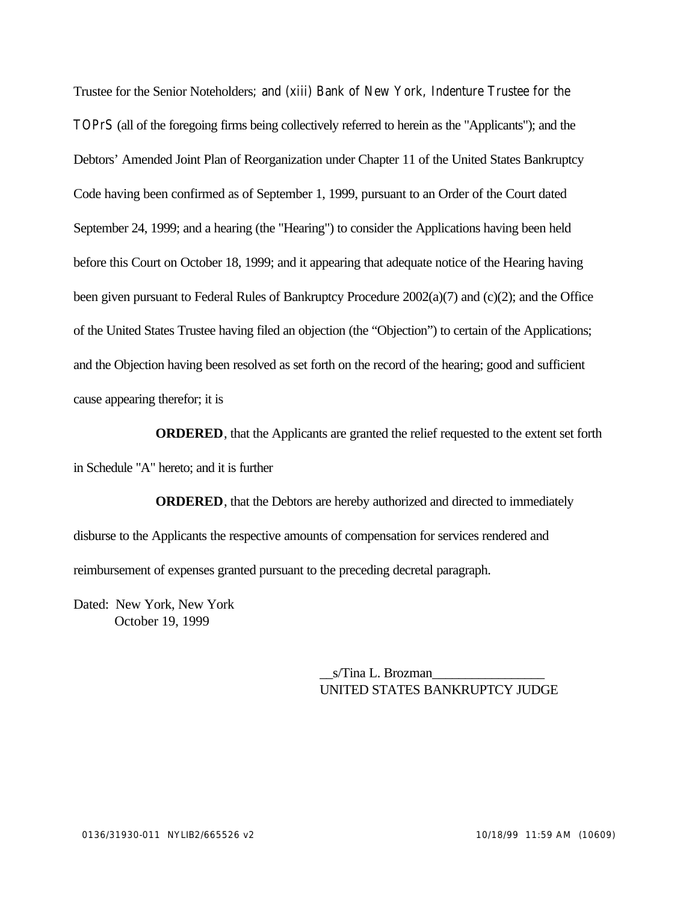Trustee for the Senior Noteholders; and (xiii) Bank of New York, Indenture Trustee for the TOPrS (all of the foregoing firms being collectively referred to herein as the "Applicants"); and the Debtors' Amended Joint Plan of Reorganization under Chapter 11 of the United States Bankruptcy Code having been confirmed as of September 1, 1999, pursuant to an Order of the Court dated September 24, 1999; and a hearing (the "Hearing") to consider the Applications having been held before this Court on October 18, 1999; and it appearing that adequate notice of the Hearing having been given pursuant to Federal Rules of Bankruptcy Procedure 2002(a)(7) and (c)(2); and the Office of the United States Trustee having filed an objection (the "Objection") to certain of the Applications; and the Objection having been resolved as set forth on the record of the hearing; good and sufficient cause appearing therefor; it is

**ORDERED**, that the Applicants are granted the relief requested to the extent set forth in Schedule "A" hereto; and it is further

**ORDERED**, that the Debtors are hereby authorized and directed to immediately disburse to the Applicants the respective amounts of compensation for services rendered and reimbursement of expenses granted pursuant to the preceding decretal paragraph.

Dated: New York, New York
October 19, 1999

__s/Tina L. Brozman_________________
UNITED STATES BANKRUPTCY JUDGE

0136/31930-011 NYLIB2/665526 v2 10/18/99 11:59 AM (10609)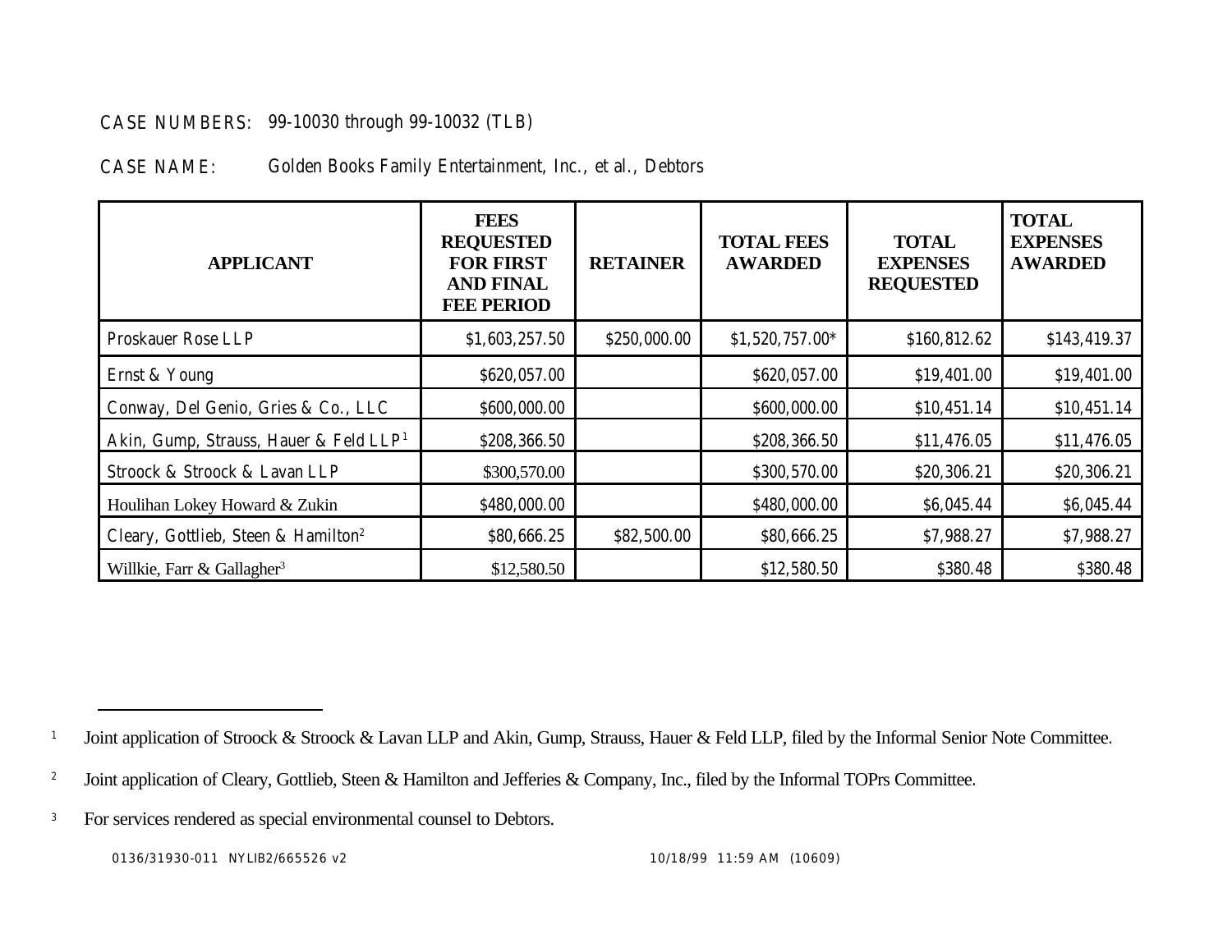CASE NUMBERS: 99-10030 through 99-10032 (TLB)

CASE NAME: Golden Books Family Entertainment, Inc., et al., Debtors

| APPLICANT | FEES REQUESTED FOR FIRST AND FINAL FEE PERIOD | RETAINER | TOTAL FEES AWARDED | TOTAL EXPENSES REQUESTED | TOTAL EXPENSES AWARDED |
|---|---|---|---|---|---|
| Proskauer Rose LLP | $1,603,257.50 | $250,000.00 | $1,520,757.00* | $160,812.62 | $143,419.37 |
| Ernst & Young | $620,057.00 | | $620,057.00 | $19,401.00 | $19,401.00 |
| Conway, Del Genio, Gries & Co., LLC | $600,000.00 | | $600,000.00 | $10,451.14 | $10,451.14 |
| Akin, Gump, Strauss, Hauer & Feld LLP[1] | $208,366.50 | | $208,366.50 | $11,476.05 | $11,476.05 |
| Stroock & Stroock & Lavan LLP | $300,570.00 | | $300,570.00 | $20,306.21 | $20,306.21 |
| Houlihan Lokey Howard & Zukin | $480,000.00 | | $480,000.00 | $6,045.44 | $6,045.44 |
| Cleary, Gottlieb, Steen & Hamilton[2] | $80,666.25 | $82,500.00 | $80,666.25 | $7,988.27 | $7,988.27 |
| Willkie, Farr & Gallagher[3] | $12,580.50 | | $12,580.50 | $380.48 | $380.48 |

[1] Joint application of Stroock & Stroock & Lavan LLP and Akin, Gump, Strauss, Hauer & Feld LLP, filed by the Informal Senior Note Committee.

[2] Joint application of Cleary, Gottlieb, Steen & Hamilton and Jefferies & Company, Inc., filed by the Informal TOPrs Committee.

[3] For services rendered as special environmental counsel to Debtors.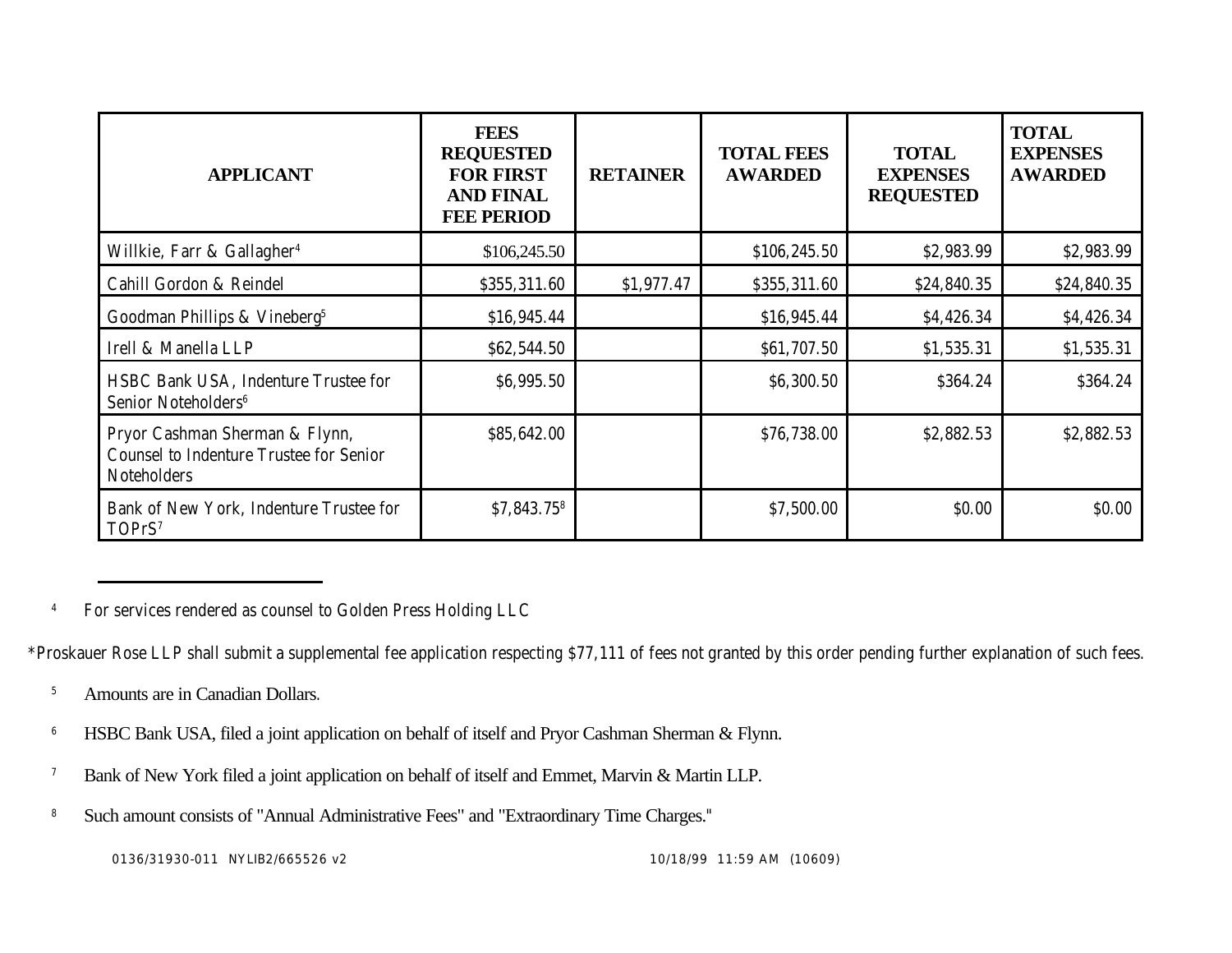| APPLICANT | FEES REQUESTED FOR FIRST AND FINAL FEE PERIOD | RETAINER | TOTAL FEES AWARDED | TOTAL EXPENSES REQUESTED | TOTAL EXPENSES AWARDED |
|---|---|---|---|---|---|
| Willkie, Farr & Gallagher[4] | $106,245.50 | | $106,245.50 | $2,983.99 | $2,983.99 |
| Cahill Gordon & Reindel | $355,311.60 | $1,977.47 | $355,311.60 | $24,840.35 | $24,840.35 |
| Goodman Phillips & Vineberg[5] | $16,945.44 | | $16,945.44 | $4,426.34 | $4,426.34 |
| Irell & Manella LLP | $62,544.50 | | $61,707.50 | $1,535.31 | $1,535.31 |
| HSBC Bank USA, Indenture Trustee for Senior Noteholders[6] | $6,995.50 | | $6,300.50 | $364.24 | $364.24 |
| Pryor Cashman Sherman & Flynn, Counsel to Indenture Trustee for Senior Noteholders | $85,642.00 | | $76,738.00 | $2,882.53 | $2,882.53 |
| Bank of New York, Indenture Trustee for TOPrS[7] | $7,843.75[8] | | $7,500.00 | $0.00 | $0.00 |

[4] For services rendered as counsel to Golden Press Holding LLC

*Proskauer Rose LLP shall submit a supplemental fee application respecting $77,111 of fees not granted by this order pending further explanation of such fees.

[5] Amounts are in Canadian Dollars.

[6] HSBC Bank USA, filed a joint application on behalf of itself and Pryor Cashman Sherman & Flynn.

[7] Bank of New York filed a joint application on behalf of itself and Emmet, Marvin & Martin LLP.

[8] Such amount consists of "Annual Administrative Fees" and "Extraordinary Time Charges."

0136/31930-011 NYLIB2/665526 v2 10/18/99 11:59 AM (10609)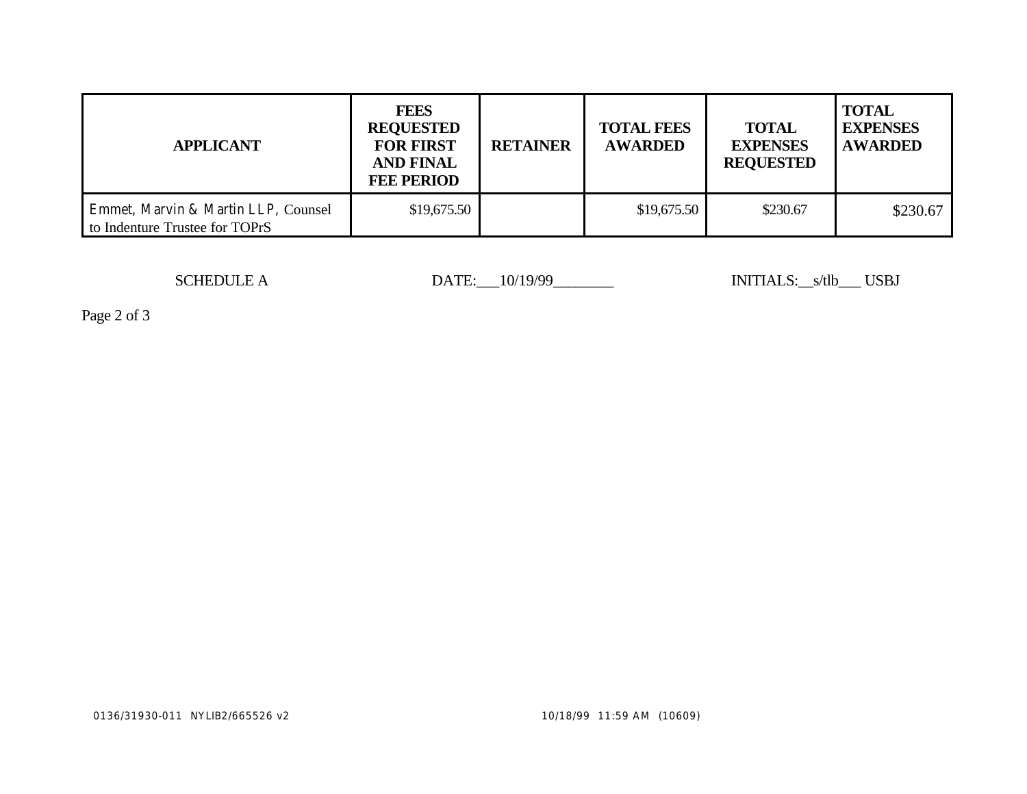| APPLICANT | FEES REQUESTED FOR FIRST AND FINAL FEE PERIOD | RETAINER | TOTAL FEES AWARDED | TOTAL EXPENSES REQUESTED | TOTAL EXPENSES AWARDED |
|---|---|---|---|---|---|
| Emmet, Marvin & Martin LLP, Counsel to Indenture Trustee for TOPrS | $19,675.50 | | $19,675.50 | $230.67 | $230.67 |

SCHEDULE A DATE:___10/19/99________ INITIALS:__s/tlb___ USBJ

0136/31930-011 NYLIB2/665526 v2 10/18/99 11:59 AM (10609)